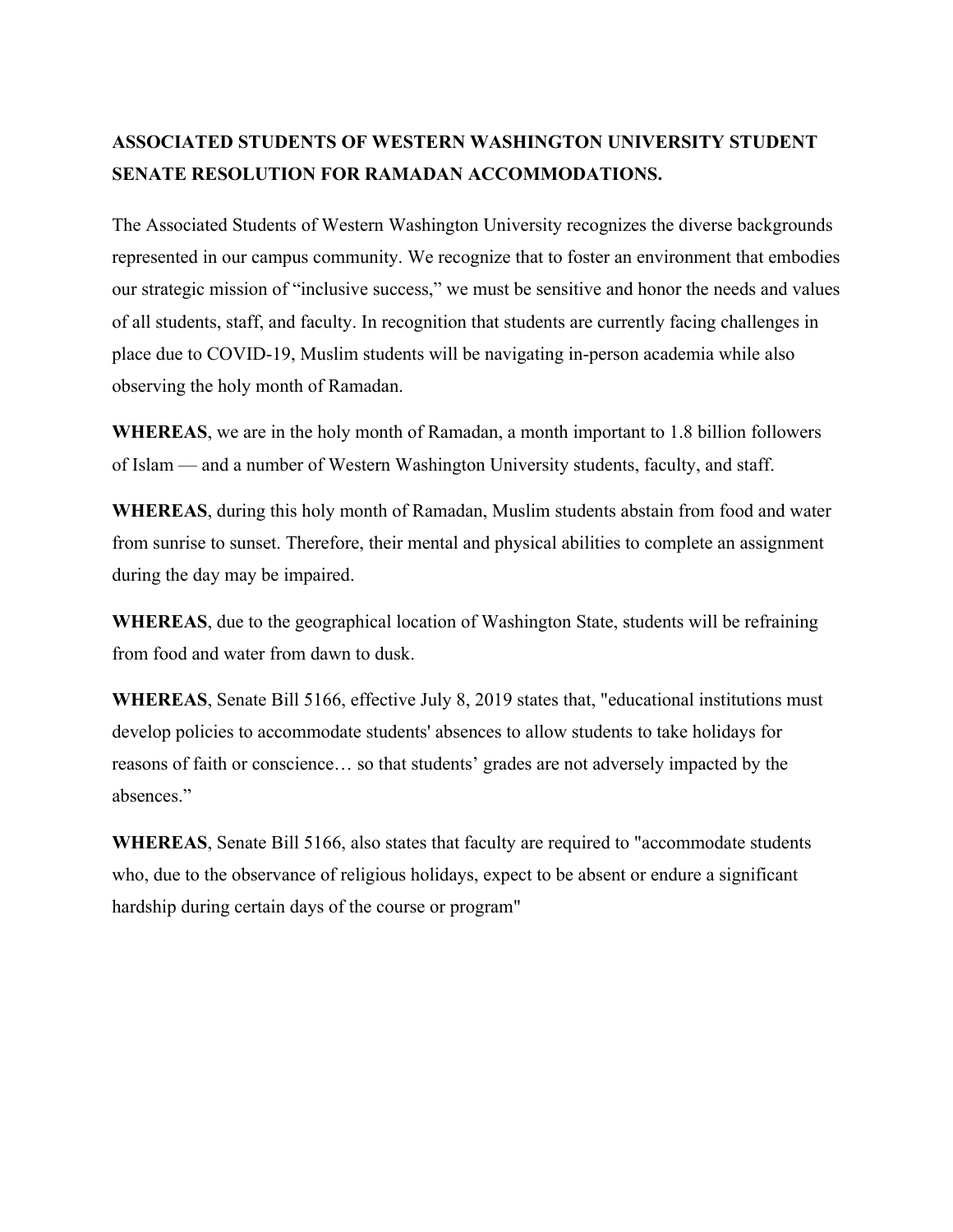**ASSOCIATED STUDENTS OF WESTERN WASHINGTON UNIVERSITY STUDENT SENATE RESOLUTION FOR RAMADAN ACCOMMODATIONS.**

The Associated Students of Western Washington University recognizes the diverse backgrounds represented in our campus community. We recognize that to foster an environment that embodies our strategic mission of "inclusive success," we must be sensitive and honor the needs and values of all students, staff, and faculty. In recognition that students are currently facing challenges in place due to COVID-19, Muslim students will be navigating in-person academia while also observing the holy month of Ramadan.

**WHEREAS**, we are in the holy month of Ramadan, a month important to 1.8 billion followers of Islam — and a number of Western Washington University students, faculty, and staff.

**WHEREAS**, during this holy month of Ramadan, Muslim students abstain from food and water from sunrise to sunset. Therefore, their mental and physical abilities to complete an assignment during the day may be impaired.

**WHEREAS**, due to the geographical location of Washington State, students will be refraining from food and water from dawn to dusk.

**WHEREAS**, Senate Bill 5166, effective July 8, 2019 states that, "educational institutions must develop policies to accommodate students' absences to allow students to take holidays for reasons of faith or conscience… so that students' grades are not adversely impacted by the absences."

**WHEREAS**, Senate Bill 5166, also states that faculty are required to "accommodate students who, due to the observance of religious holidays, expect to be absent or endure a significant hardship during certain days of the course or program"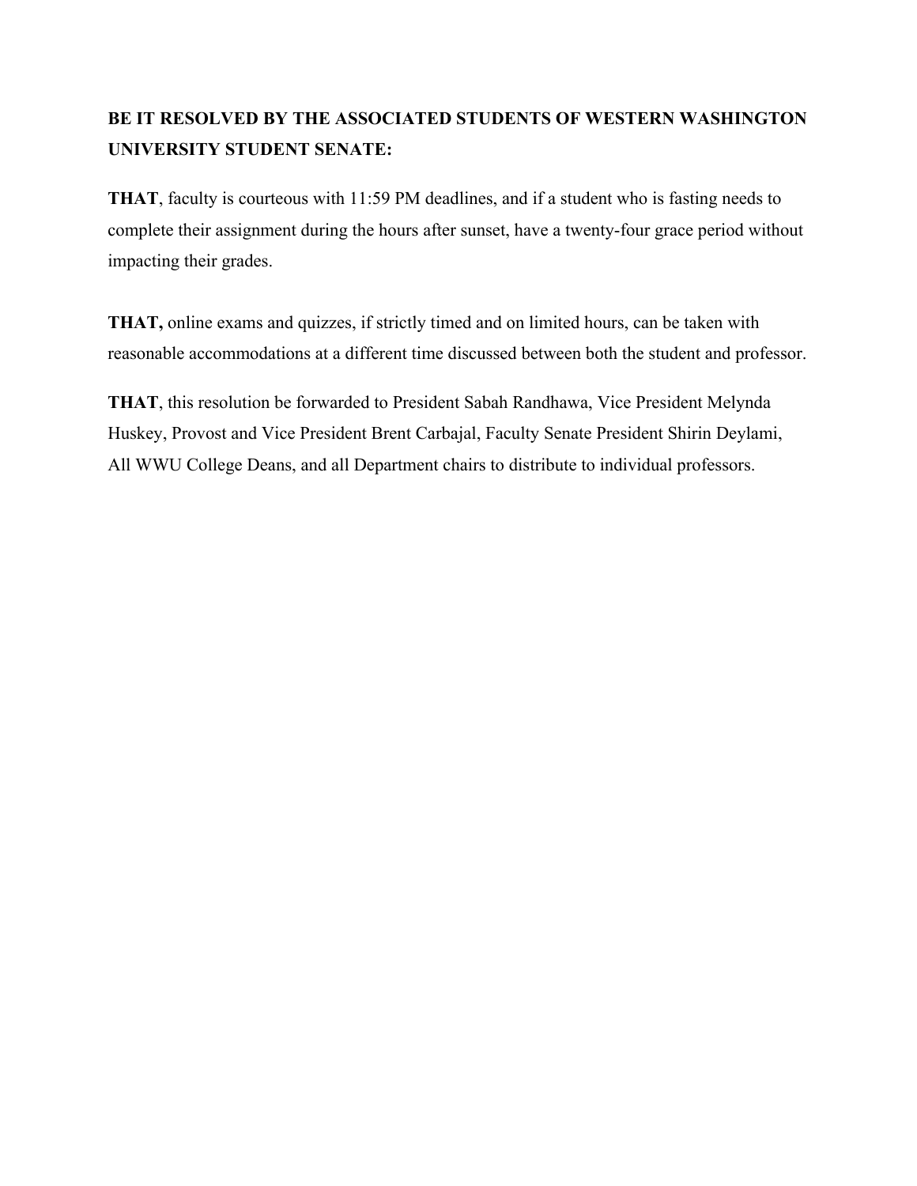**BE IT RESOLVED BY THE ASSOCIATED STUDENTS OF WESTERN WASHINGTON UNIVERSITY STUDENT SENATE:**

**THAT**, faculty is courteous with 11:59 PM deadlines, and if a student who is fasting needs to complete their assignment during the hours after sunset, have a twenty-four grace period without impacting their grades.

**THAT,** online exams and quizzes, if strictly timed and on limited hours, can be taken with reasonable accommodations at a different time discussed between both the student and professor.

**THAT**, this resolution be forwarded to President Sabah Randhawa, Vice President Melynda Huskey, Provost and Vice President Brent Carbajal, Faculty Senate President Shirin Deylami, All WWU College Deans, and all Department chairs to distribute to individual professors.